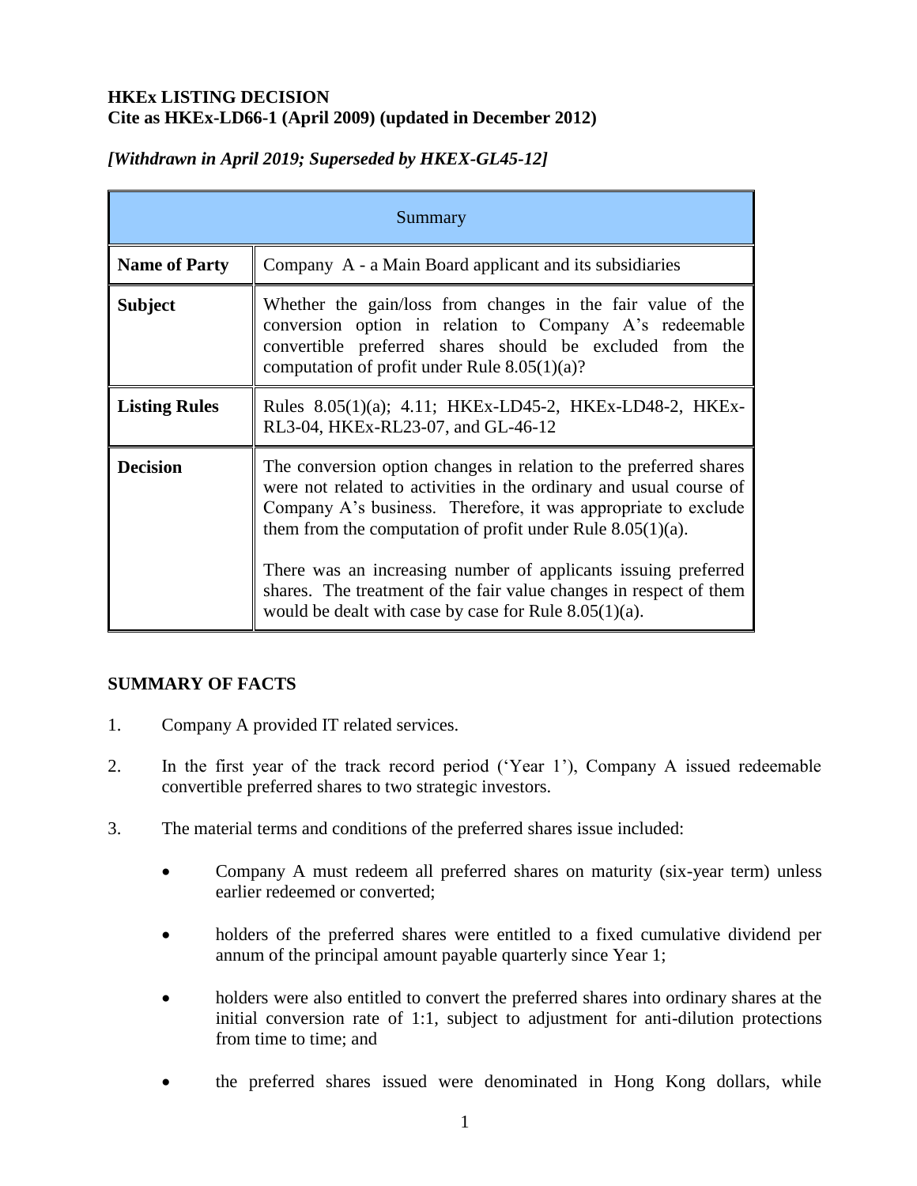**HKEx LISTING DECISION**
**Cite as HKEx-LD66-1 (April 2009) (updated in December 2012)**

***[Withdrawn in April 2019; Superseded by HKEX-GL45-12]***

| Summary | |
|---|---|
| **Name of Party** | Company A - a Main Board applicant and its subsidiaries |
| **Subject** | Whether the gain/loss from changes in the fair value of the conversion option in relation to Company A's redeemable convertible preferred shares should be excluded from the computation of profit under Rule 8.05(1)(a)? |
| **Listing Rules** | Rules 8.05(1)(a); 4.11; HKEx-LD45-2, HKEx-LD48-2, HKEx-RL3-04, HKEx-RL23-07, and GL-46-12 |
| **Decision** | The conversion option changes in relation to the preferred shares were not related to activities in the ordinary and usual course of Company A's business. Therefore, it was appropriate to exclude them from the computation of profit under Rule 8.05(1)(a).<br><br>There was an increasing number of applicants issuing preferred shares. The treatment of the fair value changes in respect of them would be dealt with case by case for Rule 8.05(1)(a). |

**SUMMARY OF FACTS**

1. Company A provided IT related services.

2. In the first year of the track record period ('Year 1'), Company A issued redeemable convertible preferred shares to two strategic investors.

3. The material terms and conditions of the preferred shares issue included:

   - Company A must redeem all preferred shares on maturity (six-year term) unless earlier redeemed or converted;

   - holders of the preferred shares were entitled to a fixed cumulative dividend per annum of the principal amount payable quarterly since Year 1;

   - holders were also entitled to convert the preferred shares into ordinary shares at the initial conversion rate of 1:1, subject to adjustment for anti-dilution protections from time to time; and

   - the preferred shares issued were denominated in Hong Kong dollars, while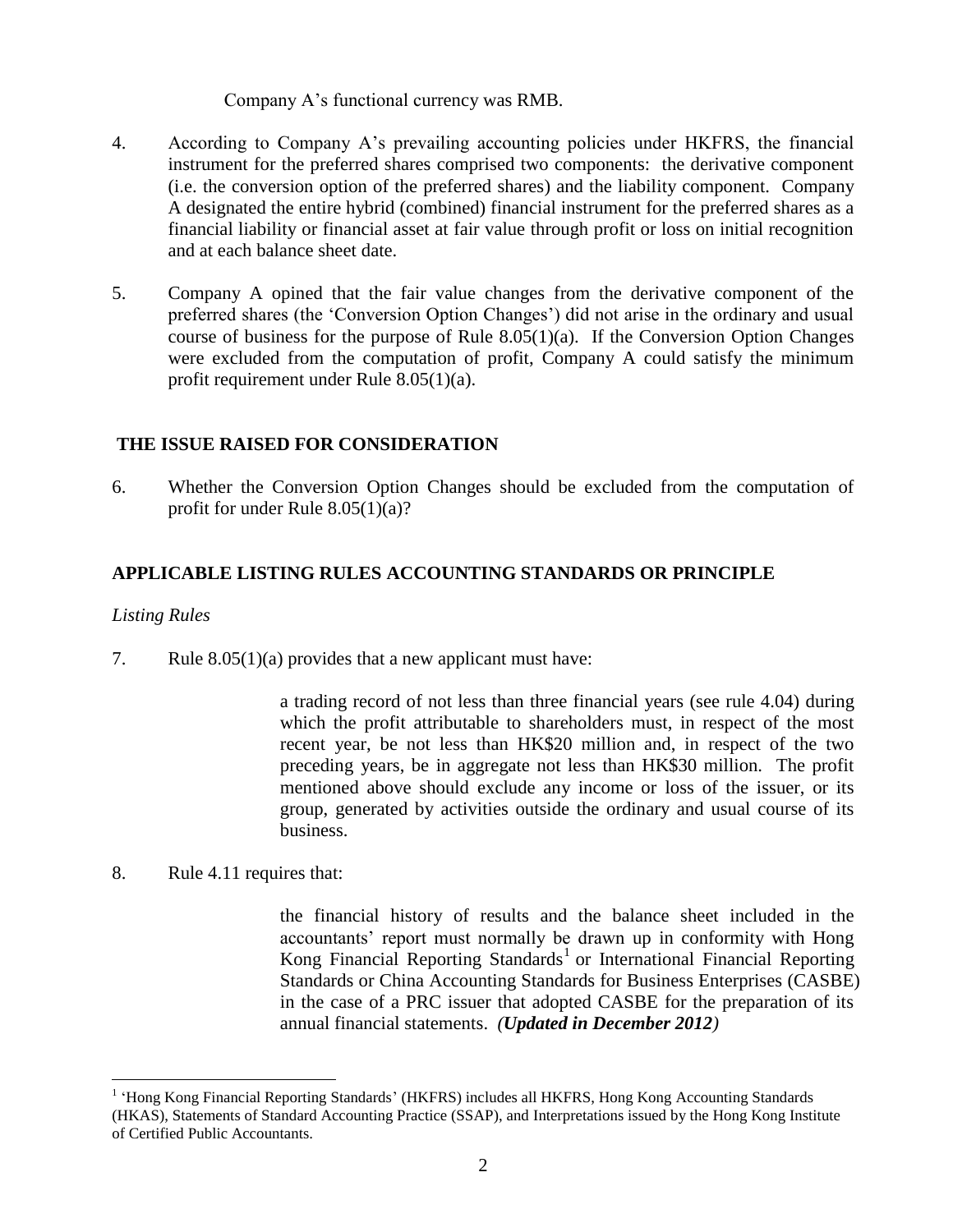Company A's functional currency was RMB.

4. According to Company A's prevailing accounting policies under HKFRS, the financial instrument for the preferred shares comprised two components: the derivative component (i.e. the conversion option of the preferred shares) and the liability component. Company A designated the entire hybrid (combined) financial instrument for the preferred shares as a financial liability or financial asset at fair value through profit or loss on initial recognition and at each balance sheet date.

5. Company A opined that the fair value changes from the derivative component of the preferred shares (the 'Conversion Option Changes') did not arise in the ordinary and usual course of business for the purpose of Rule 8.05(1)(a). If the Conversion Option Changes were excluded from the computation of profit, Company A could satisfy the minimum profit requirement under Rule 8.05(1)(a).

## THE ISSUE RAISED FOR CONSIDERATION

6. Whether the Conversion Option Changes should be excluded from the computation of profit for under Rule 8.05(1)(a)?

## APPLICABLE LISTING RULES ACCOUNTING STANDARDS OR PRINCIPLE

*Listing Rules*

7. Rule 8.05(1)(a) provides that a new applicant must have:

> a trading record of not less than three financial years (see rule 4.04) during which the profit attributable to shareholders must, in respect of the most recent year, be not less than HK$20 million and, in respect of the two preceding years, be in aggregate not less than HK$30 million. The profit mentioned above should exclude any income or loss of the issuer, or its group, generated by activities outside the ordinary and usual course of its business.

8. Rule 4.11 requires that:

> the financial history of results and the balance sheet included in the accountants' report must normally be drawn up in conformity with Hong Kong Financial Reporting Standards[1] or International Financial Reporting Standards or China Accounting Standards for Business Enterprises (CASBE) in the case of a PRC issuer that adopted CASBE for the preparation of its annual financial statements. ***(Updated in December 2012)***

---

[1] 'Hong Kong Financial Reporting Standards' (HKFRS) includes all HKFRS, Hong Kong Accounting Standards (HKAS), Statements of Standard Accounting Practice (SSAP), and Interpretations issued by the Hong Kong Institute of Certified Public Accountants.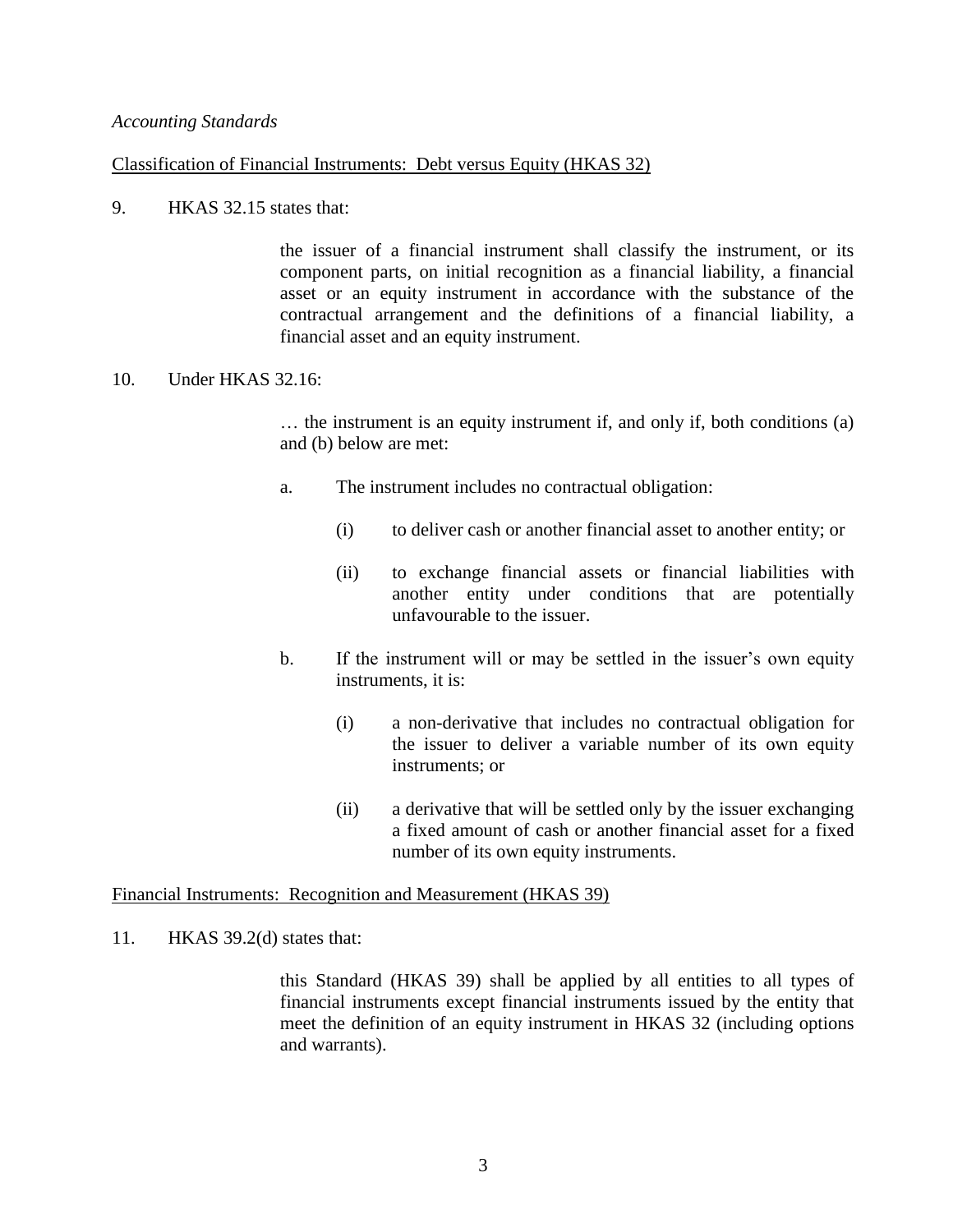*Accounting Standards*

Classification of Financial Instruments: Debt versus Equity (HKAS 32)

9. HKAS 32.15 states that:

> the issuer of a financial instrument shall classify the instrument, or its component parts, on initial recognition as a financial liability, a financial asset or an equity instrument in accordance with the substance of the contractual arrangement and the definitions of a financial liability, a financial asset and an equity instrument.

10. Under HKAS 32.16:

> … the instrument is an equity instrument if, and only if, both conditions (a) and (b) below are met:
>
> a. The instrument includes no contractual obligation:
>
>     (i) to deliver cash or another financial asset to another entity; or
>
>     (ii) to exchange financial assets or financial liabilities with another entity under conditions that are potentially unfavourable to the issuer.
>
> b. If the instrument will or may be settled in the issuer's own equity instruments, it is:
>
>     (i) a non-derivative that includes no contractual obligation for the issuer to deliver a variable number of its own equity instruments; or
>
>     (ii) a derivative that will be settled only by the issuer exchanging a fixed amount of cash or another financial asset for a fixed number of its own equity instruments.

Financial Instruments: Recognition and Measurement (HKAS 39)

11. HKAS 39.2(d) states that:

> this Standard (HKAS 39) shall be applied by all entities to all types of financial instruments except financial instruments issued by the entity that meet the definition of an equity instrument in HKAS 32 (including options and warrants).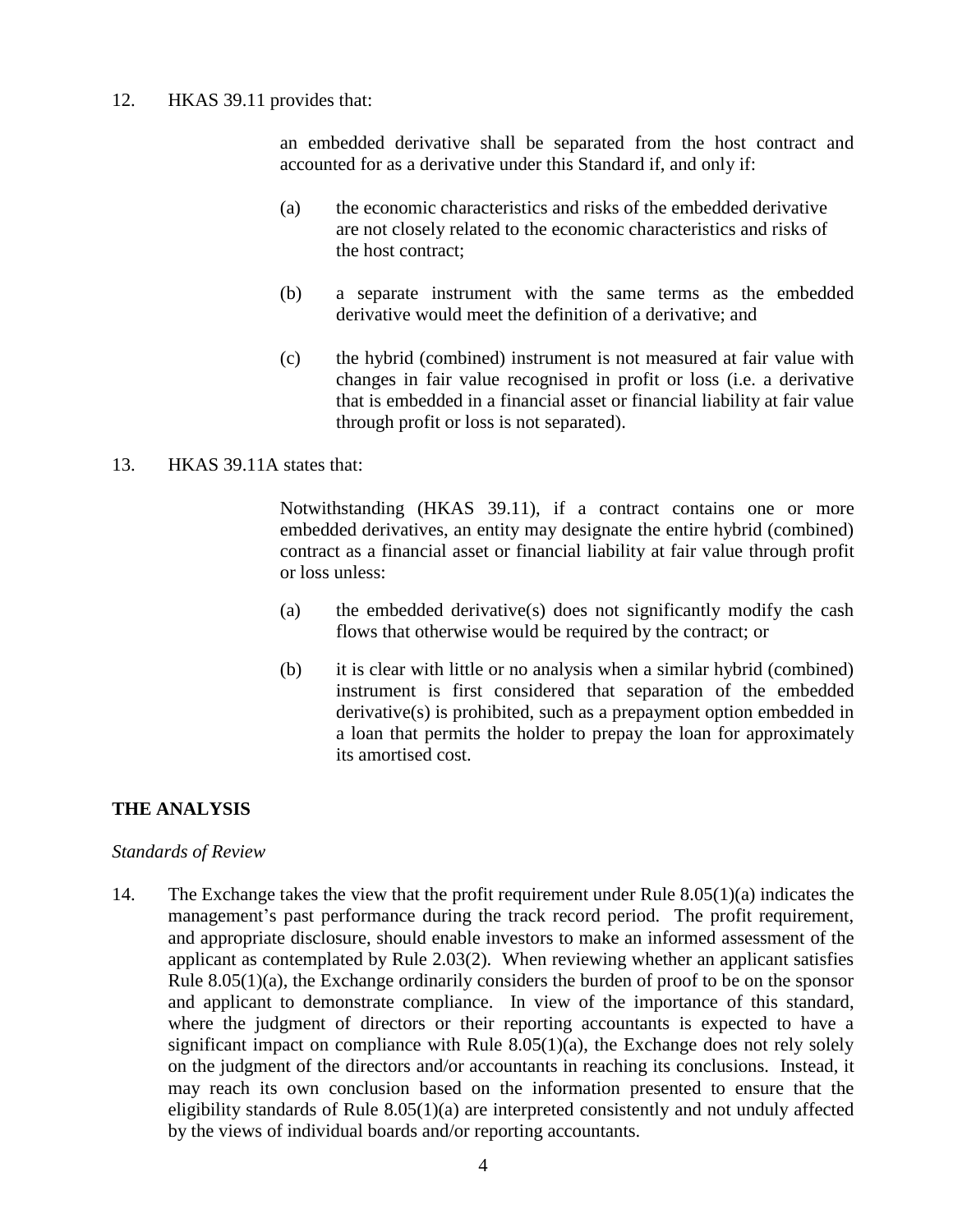12. HKAS 39.11 provides that:

> an embedded derivative shall be separated from the host contract and accounted for as a derivative under this Standard if, and only if:
>
> (a) the economic characteristics and risks of the embedded derivative are not closely related to the economic characteristics and risks of the host contract;
>
> (b) a separate instrument with the same terms as the embedded derivative would meet the definition of a derivative; and
>
> (c) the hybrid (combined) instrument is not measured at fair value with changes in fair value recognised in profit or loss (i.e. a derivative that is embedded in a financial asset or financial liability at fair value through profit or loss is not separated).

13. HKAS 39.11A states that:

> Notwithstanding (HKAS 39.11), if a contract contains one or more embedded derivatives, an entity may designate the entire hybrid (combined) contract as a financial asset or financial liability at fair value through profit or loss unless:
>
> (a) the embedded derivative(s) does not significantly modify the cash flows that otherwise would be required by the contract; or
>
> (b) it is clear with little or no analysis when a similar hybrid (combined) instrument is first considered that separation of the embedded derivative(s) is prohibited, such as a prepayment option embedded in a loan that permits the holder to prepay the loan for approximately its amortised cost.

## THE ANALYSIS

*Standards of Review*

14. The Exchange takes the view that the profit requirement under Rule 8.05(1)(a) indicates the management's past performance during the track record period. The profit requirement, and appropriate disclosure, should enable investors to make an informed assessment of the applicant as contemplated by Rule 2.03(2). When reviewing whether an applicant satisfies Rule 8.05(1)(a), the Exchange ordinarily considers the burden of proof to be on the sponsor and applicant to demonstrate compliance. In view of the importance of this standard, where the judgment of directors or their reporting accountants is expected to have a significant impact on compliance with Rule 8.05(1)(a), the Exchange does not rely solely on the judgment of the directors and/or accountants in reaching its conclusions. Instead, it may reach its own conclusion based on the information presented to ensure that the eligibility standards of Rule 8.05(1)(a) are interpreted consistently and not unduly affected by the views of individual boards and/or reporting accountants.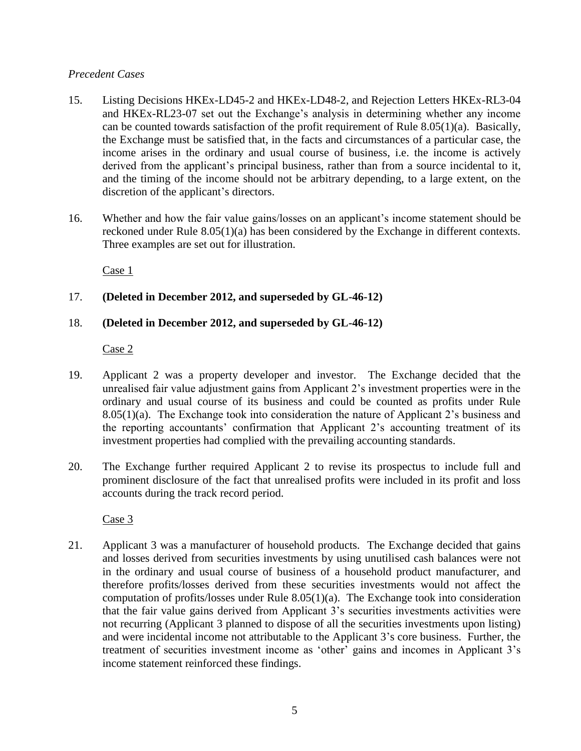*Precedent Cases*

15. Listing Decisions HKEx-LD45-2 and HKEx-LD48-2, and Rejection Letters HKEx-RL3-04 and HKEx-RL23-07 set out the Exchange's analysis in determining whether any income can be counted towards satisfaction of the profit requirement of Rule 8.05(1)(a). Basically, the Exchange must be satisfied that, in the facts and circumstances of a particular case, the income arises in the ordinary and usual course of business, i.e. the income is actively derived from the applicant's principal business, rather than from a source incidental to it, and the timing of the income should not be arbitrary depending, to a large extent, on the discretion of the applicant's directors.

16. Whether and how the fair value gains/losses on an applicant's income statement should be reckoned under Rule 8.05(1)(a) has been considered by the Exchange in different contexts. Three examples are set out for illustration.

Case 1

17. **(Deleted in December 2012, and superseded by GL-46-12)**

18. **(Deleted in December 2012, and superseded by GL-46-12)**

Case 2

19. Applicant 2 was a property developer and investor. The Exchange decided that the unrealised fair value adjustment gains from Applicant 2's investment properties were in the ordinary and usual course of its business and could be counted as profits under Rule 8.05(1)(a). The Exchange took into consideration the nature of Applicant 2's business and the reporting accountants' confirmation that Applicant 2's accounting treatment of its investment properties had complied with the prevailing accounting standards.

20. The Exchange further required Applicant 2 to revise its prospectus to include full and prominent disclosure of the fact that unrealised profits were included in its profit and loss accounts during the track record period.

Case 3

21. Applicant 3 was a manufacturer of household products. The Exchange decided that gains and losses derived from securities investments by using unutilised cash balances were not in the ordinary and usual course of business of a household product manufacturer, and therefore profits/losses derived from these securities investments would not affect the computation of profits/losses under Rule 8.05(1)(a). The Exchange took into consideration that the fair value gains derived from Applicant 3's securities investments activities were not recurring (Applicant 3 planned to dispose of all the securities investments upon listing) and were incidental income not attributable to the Applicant 3's core business. Further, the treatment of securities investment income as 'other' gains and incomes in Applicant 3's income statement reinforced these findings.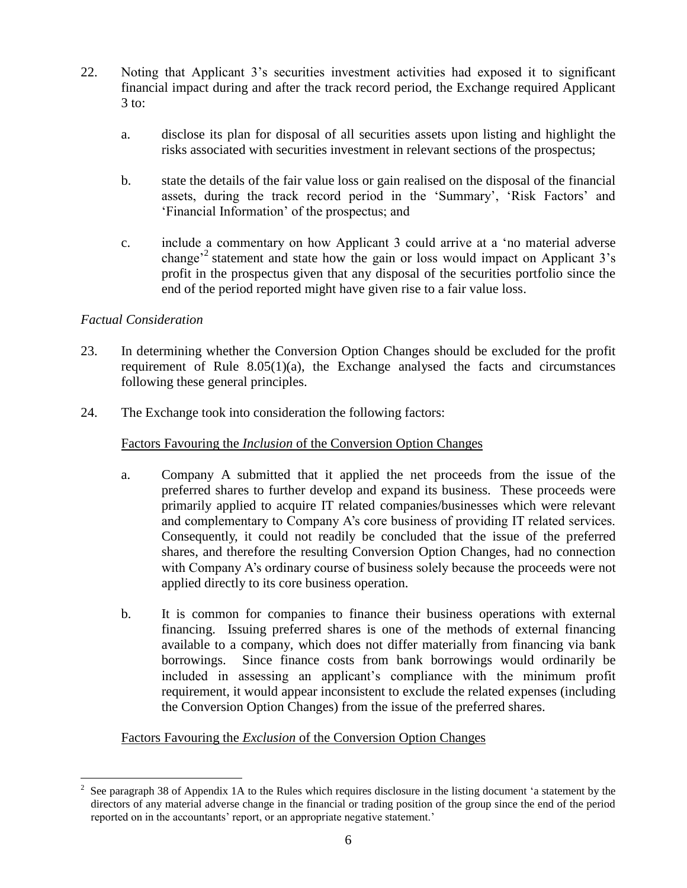22. Noting that Applicant 3's securities investment activities had exposed it to significant financial impact during and after the track record period, the Exchange required Applicant 3 to:

    a. disclose its plan for disposal of all securities assets upon listing and highlight the risks associated with securities investment in relevant sections of the prospectus;

    b. state the details of the fair value loss or gain realised on the disposal of the financial assets, during the track record period in the 'Summary', 'Risk Factors' and 'Financial Information' of the prospectus; and

    c. include a commentary on how Applicant 3 could arrive at a 'no material adverse change'[2] statement and state how the gain or loss would impact on Applicant 3's profit in the prospectus given that any disposal of the securities portfolio since the end of the period reported might have given rise to a fair value loss.

*Factual Consideration*

23. In determining whether the Conversion Option Changes should be excluded for the profit requirement of Rule 8.05(1)(a), the Exchange analysed the facts and circumstances following these general principles.

24. The Exchange took into consideration the following factors:

    <u>Factors Favouring the *Inclusion* of the Conversion Option Changes</u>

    a. Company A submitted that it applied the net proceeds from the issue of the preferred shares to further develop and expand its business. These proceeds were primarily applied to acquire IT related companies/businesses which were relevant and complementary to Company A's core business of providing IT related services. Consequently, it could not readily be concluded that the issue of the preferred shares, and therefore the resulting Conversion Option Changes, had no connection with Company A's ordinary course of business solely because the proceeds were not applied directly to its core business operation.

    b. It is common for companies to finance their business operations with external financing. Issuing preferred shares is one of the methods of external financing available to a company, which does not differ materially from financing via bank borrowings. Since finance costs from bank borrowings would ordinarily be included in assessing an applicant's compliance with the minimum profit requirement, it would appear inconsistent to exclude the related expenses (including the Conversion Option Changes) from the issue of the preferred shares.

    <u>Factors Favouring the *Exclusion* of the Conversion Option Changes</u>

---

[2] See paragraph 38 of Appendix 1A to the Rules which requires disclosure in the listing document 'a statement by the directors of any material adverse change in the financial or trading position of the group since the end of the period reported on in the accountants' report, or an appropriate negative statement.'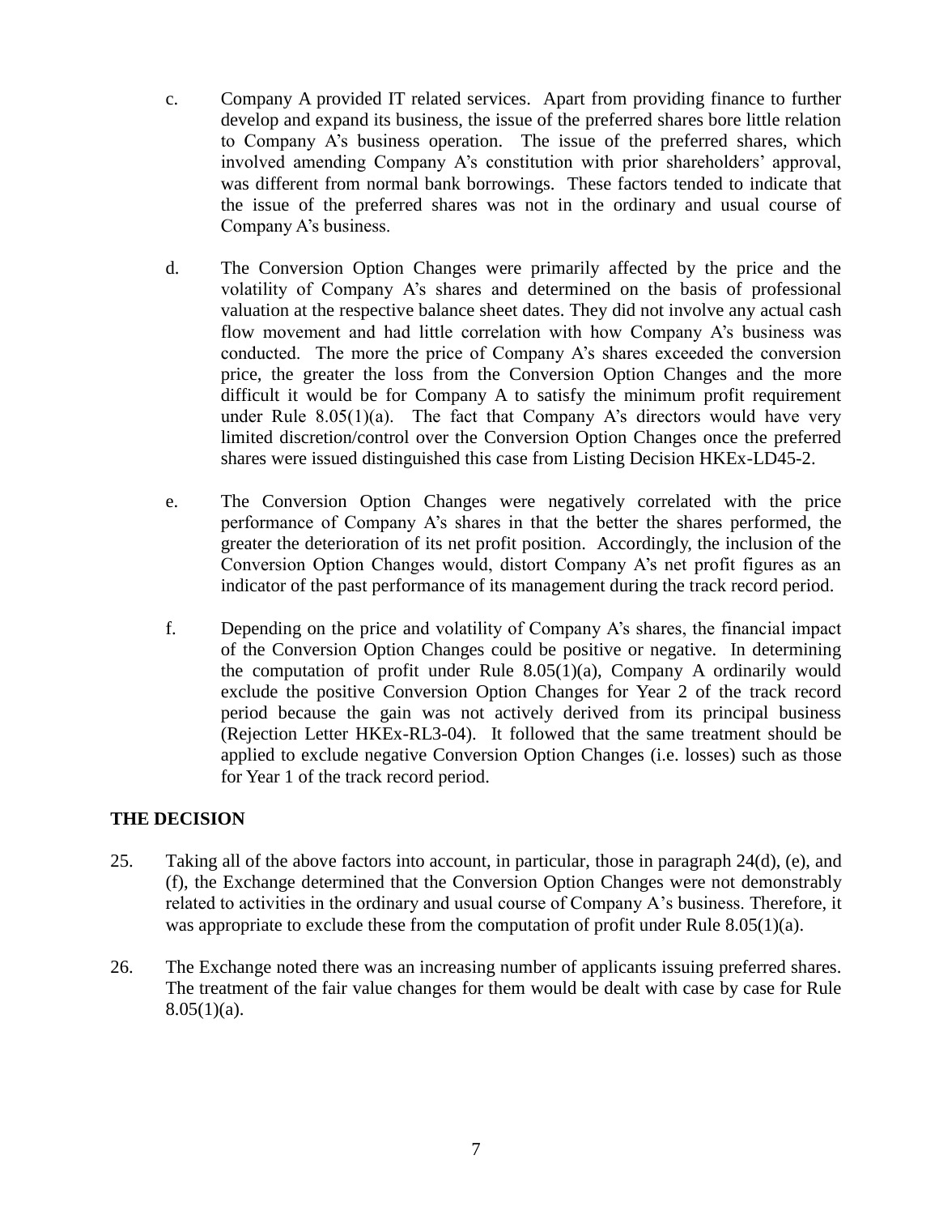c. Company A provided IT related services. Apart from providing finance to further develop and expand its business, the issue of the preferred shares bore little relation to Company A's business operation. The issue of the preferred shares, which involved amending Company A's constitution with prior shareholders' approval, was different from normal bank borrowings. These factors tended to indicate that the issue of the preferred shares was not in the ordinary and usual course of Company A's business.

d. The Conversion Option Changes were primarily affected by the price and the volatility of Company A's shares and determined on the basis of professional valuation at the respective balance sheet dates. They did not involve any actual cash flow movement and had little correlation with how Company A's business was conducted. The more the price of Company A's shares exceeded the conversion price, the greater the loss from the Conversion Option Changes and the more difficult it would be for Company A to satisfy the minimum profit requirement under Rule 8.05(1)(a). The fact that Company A's directors would have very limited discretion/control over the Conversion Option Changes once the preferred shares were issued distinguished this case from Listing Decision HKEx-LD45-2.

e. The Conversion Option Changes were negatively correlated with the price performance of Company A's shares in that the better the shares performed, the greater the deterioration of its net profit position. Accordingly, the inclusion of the Conversion Option Changes would, distort Company A's net profit figures as an indicator of the past performance of its management during the track record period.

f. Depending on the price and volatility of Company A's shares, the financial impact of the Conversion Option Changes could be positive or negative. In determining the computation of profit under Rule 8.05(1)(a), Company A ordinarily would exclude the positive Conversion Option Changes for Year 2 of the track record period because the gain was not actively derived from its principal business (Rejection Letter HKEx-RL3-04). It followed that the same treatment should be applied to exclude negative Conversion Option Changes (i.e. losses) such as those for Year 1 of the track record period.

## THE DECISION

25. Taking all of the above factors into account, in particular, those in paragraph 24(d), (e), and (f), the Exchange determined that the Conversion Option Changes were not demonstrably related to activities in the ordinary and usual course of Company A's business. Therefore, it was appropriate to exclude these from the computation of profit under Rule 8.05(1)(a).

26. The Exchange noted there was an increasing number of applicants issuing preferred shares. The treatment of the fair value changes for them would be dealt with case by case for Rule 8.05(1)(a).